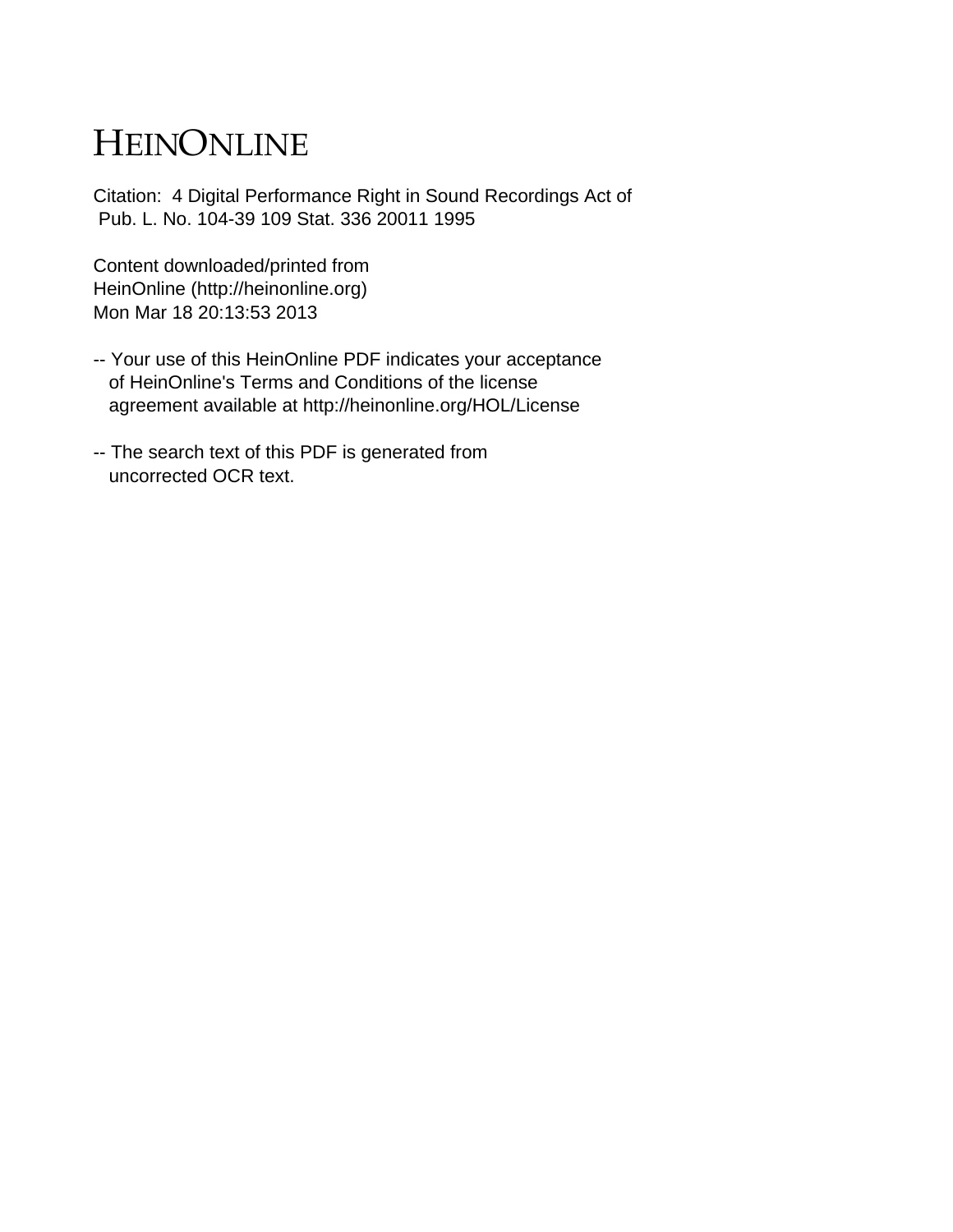# HEINONLINE

Citation: 4 Digital Performance Right in Sound Recordings Act of Pub. L. No. 104-39 109 Stat. 336 20011 1995

Content downloaded/printed from HeinOnline (http://heinonline.org) Mon Mar 18 20:13:53 2013

-- Your use of this HeinOnline PDF indicates your acceptance of HeinOnline's Terms and Conditions of the license agreement available at http://heinonline.org/HOL/License

-- The search text of this PDF is generated from uncorrected OCR text.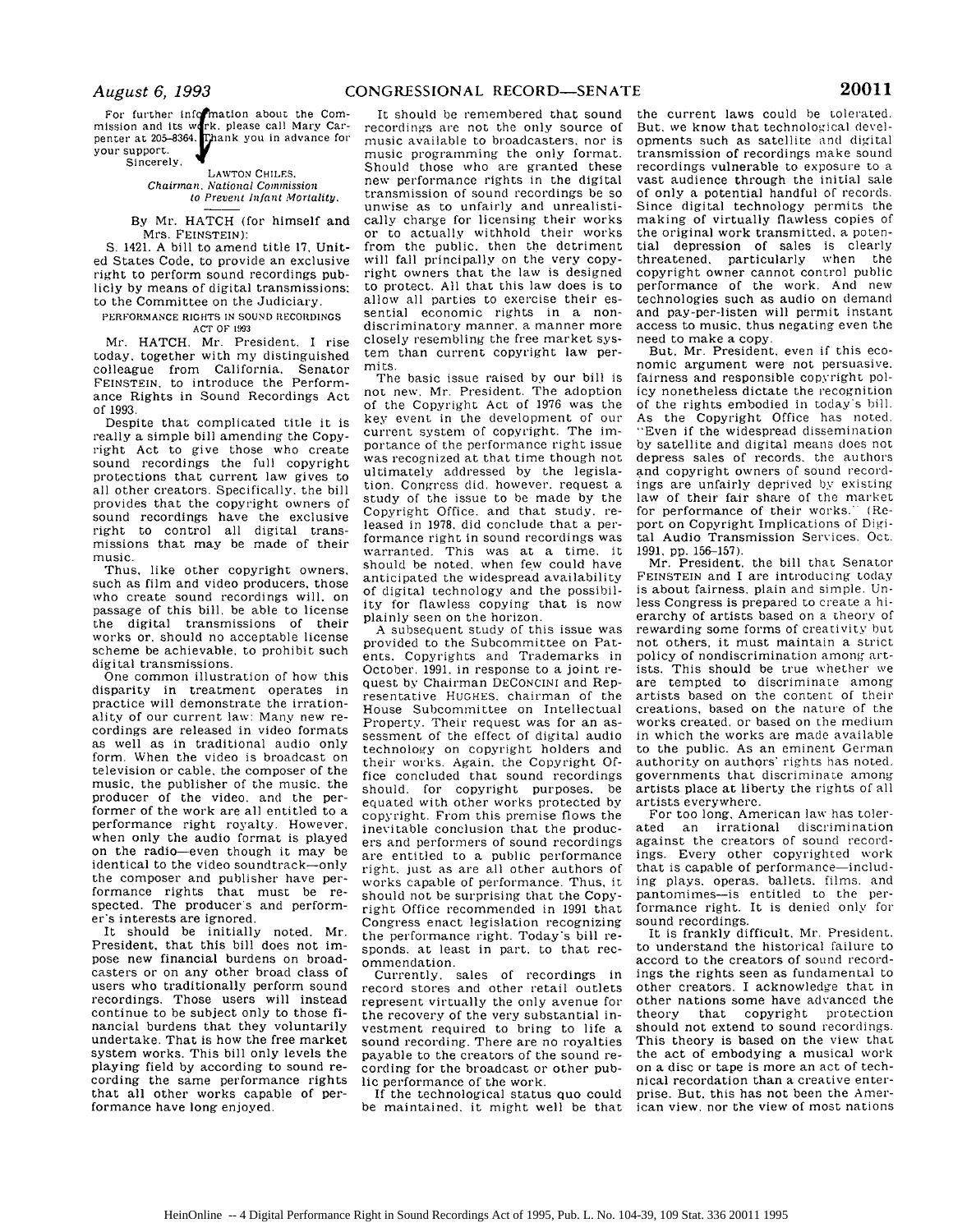For further information about the Commission and its work, please call Mary Carpenter at 205-8364. Thank you in advance for your support.

Sincerely,

LAWTON CHILES,
*Chairman, National Commission to Prevent Infant Mortality.*

---

By Mr. HATCH (for himself and Mrs. FEINSTEIN):

S. 1421. A bill to amend title 17, United States Code, to provide an exclusive right to perform sound recordings publicly by means of digital transmissions; to the Committee on the Judiciary.

PERFORMANCE RIGHTS IN SOUND RECORDINGS ACT OF 1993

Mr. HATCH. Mr. President, I rise today, together with my distinguished colleague from California, Senator FEINSTEIN, to introduce the Performance Rights in Sound Recordings Act of 1993.

Despite that complicated title it is really a simple bill amending the Copyright Act to give those who create sound recordings the full copyright protections that current law gives to all other creators. Specifically, the bill provides that the copyright owners of sound recordings have the exclusive right to control all digital transmissions that may be made of their music.

Thus, like other copyright owners, such as film and video producers, those who create sound recordings will, on passage of this bill, be able to license the digital transmissions of their works or, should no acceptable license scheme be achievable, to prohibit such digital transmissions.

One common illustration of how this disparity in treatment operates in practice will demonstrate the irrationality of our current law: Many new recordings are released in video formats as well as in traditional audio only form. When the video is broadcast on television or cable, the composer of the music, the publisher of the music, the producer of the video, and the performer of the work are all entitled to a performance right royalty. However, when only the audio format is played on the radio—even though it may be identical to the video soundtrack—only the composer and publisher have performance rights that must be respected. The producer's and performer's interests are ignored.

It should be initially noted, Mr. President, that this bill does not impose new financial burdens on broadcasters or on any other broad class of users who traditionally perform sound recordings. Those users will instead continue to be subject only to those financial burdens that they voluntarily undertake. That is how the free market system works. This bill only levels the playing field by according to sound recording the same performance rights that all other works capable of performance have long enjoyed.

It should be remembered that sound recordings are not the only source of music available to broadcasters, nor is music programming the only format. Should those who are granted these new performance rights in the digital transmission of sound recordings be so unwise as to unfairly and unrealistically charge for licensing their works or to actually withhold their works from the public, then the detriment will fall principally on the very copyright owners that the law is designed to protect. All that this law does is to allow all parties to exercise their essential economic rights in a nondiscriminatory manner, a manner more closely resembling the free market system than current copyright law permits.

The basic issue raised by our bill is not new, Mr. President. The adoption of the Copyright Act of 1976 was the key event in the development of our current system of copyright. The importance of the performance right issue was recognized at that time though not ultimately addressed by the legislation. Congress did, however, request a study of the issue to be made by the Copyright Office, and that study, released in 1978, did conclude that a performance right in sound recordings was warranted. This was at a time, it should be noted, when few could have anticipated the widespread availability of digital technology and the possibility for flawless copying that is now plainly seen on the horizon.

A subsequent study of this issue was provided to the Subcommittee on Patents, Copyrights and Trademarks in October, 1991, in response to a joint request by Chairman DECONCINI and Representative HUGHES, chairman of the House Subcommittee on Intellectual Property. Their request was for an assessment of the effect of digital audio technology on copyright holders and their works. Again, the Copyright Office concluded that sound recordings should, for copyright purposes, be equated with other works protected by copyright. From this premise flows the inevitable conclusion that the producers and performers of sound recordings are entitled to a public performance right, just as are all other authors of works capable of performance. Thus, it should not be surprising that the Copyright Office recommended in 1991 that Congress enact legislation recognizing the performance right. Today's bill responds, at least in part, to that recommendation.

Currently, sales of recordings in record stores and other retail outlets represent virtually the only avenue for the recovery of the very substantial investment required to bring to life a sound recording. There are no royalties payable to the creators of the sound recording for the broadcast or other public performance of the work.

If the technological status quo could be maintained, it might well be that the current laws could be tolerated. But, we know that technological developments such as satellite and digital transmission of recordings make sound recordings vulnerable to exposure to a vast audience through the initial sale of only a potential handful of records. Since digital technology permits the making of virtually flawless copies of the original work transmitted, a potential depression of sales is clearly threatened, particularly when the copyright owner cannot control public performance of the work. And new technologies such as audio on demand and pay-per-listen will permit instant access to music, thus negating even the need to make a copy.

But, Mr. President, even if this economic argument were not persuasive, fairness and responsible copyright policy nonetheless dictate the recognition of the rights embodied in today's bill. As the Copyright Office has noted, "Even if the widespread dissemination by satellite and digital means does not depress sales of records, the authors and copyright owners of sound recordings are unfairly deprived by existing law of their fair share of the market for performance of their works." (Report on Copyright Implications of Digital Audio Transmission Services, Oct. 1991, pp. 156–157).

Mr. President, the bill that Senator FEINSTEIN and I are introducing today is about fairness, plain and simple. Unless Congress is prepared to create a hierarchy of artists based on a theory of rewarding some forms of creativity but not others, it must maintain a strict policy of nondiscrimination among artists. This should be true whether we are tempted to discriminate among artists based on the content of their creations, based on the nature of the works created, or based on the medium in which the works are made available to the public. As an eminent German authority on authors' rights has noted, governments that discriminate among artists place at liberty the rights of all artists everywhere.

For too long, American law has tolerated an irrational discrimination against the creators of sound recordings. Every other copyrighted work that is capable of performance—including plays, operas, ballets, films, and pantomimes—is entitled to the performance right. It is denied only for sound recordings.

It is frankly difficult, Mr. President, to understand the historical failure to accord to the creators of sound recordings the rights seen as fundamental to other creators. I acknowledge that in other nations some have advanced the theory that copyright protection should not extend to sound recordings. This theory is based on the view that the act of embodying a musical work on a disc or tape is more an act of technical recordation than a creative enterprise. But, this has not been the American view, nor the view of most nations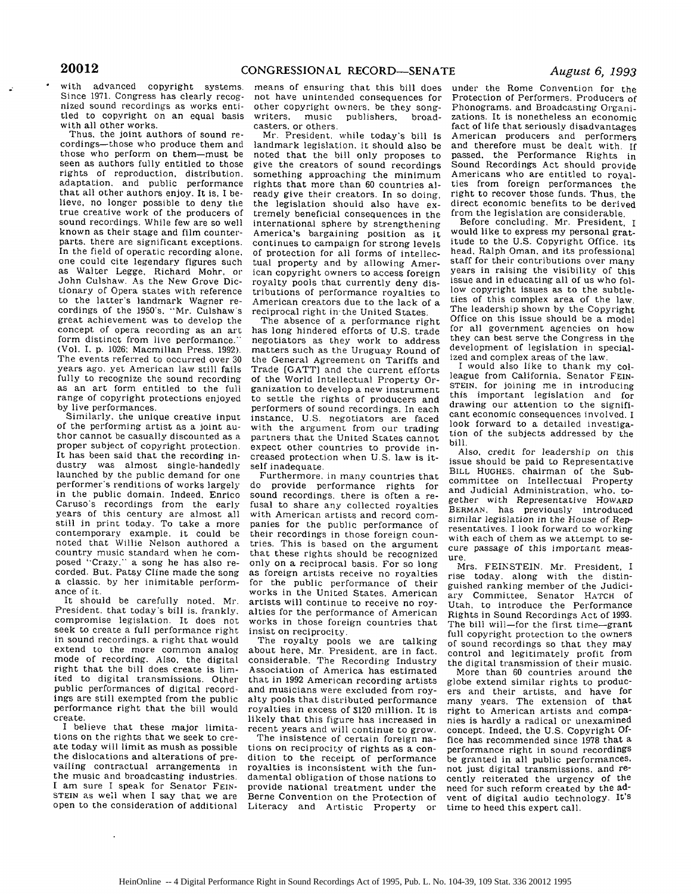with advanced copyright systems. Since 1971, Congress has clearly recognized sound recordings as works entitled to copyright on an equal basis with all other works.

Thus, the joint authors of sound recordings—those who produce them and those who perform on them—must be seen as authors fully entitled to those rights of reproduction, distribution, adaptation, and public performance that all other authors enjoy. It is, I believe, no longer possible to deny the true creative work of the producers of sound recordings. While few are so well known as their stage and film counterparts, there are significant exceptions. In the field of operatic recording alone, one could cite legendary figures such as Walter Legge, Richard Mohr, or John Culshaw. As the New Grove Dictionary of Opera states with reference to the latter's landmark Wagner recordings of the 1950's, "Mr. Culshaw's great achievement was to develop the concept of opera recording as an art form distinct from live performance." (Vol. I, p. 1026; Macmillan Press, 1992). The events referred to occurred over 30 years ago, yet American law still fails fully to recognize the sound recording as an art form entitled to the full range of copyright protections enjoyed by live performances.

Similarly, the unique creative input of the performing artist as a joint author cannot be casually discounted as a proper subject of copyright protection. It has been said that the recording industry was almost single-handedly launched by the public demand for one performer's renditions of works largely in the public domain. Indeed, Enrico Caruso's recordings from the early years of this century are almost all still in print today. To take a more contemporary example, it could be noted that Willie Nelson authored a country music standard when he composed "Crazy," a song he has also recorded. But, Patsy Cline made the song a classic, by her inimitable performance of it.

It should be carefully noted, Mr. President, that today's bill is, frankly, compromise legislation. It does not seek to create a full performance right in sound recordings, a right that would extend to the more common analog mode of recording. Also, the digital right that the bill does create is limited to digital transmissions. Other public performances of digital recordings are still exempted from the public performance right that the bill would create.

I believe that these major limitations on the rights that we seek to create today will limit as mush as possible the dislocations and alterations of prevailing contractual arrangements in the music and broadcasting industries. I am sure I speak for Senator FEINSTEIN as well when I say that we are open to the consideration of additional means of ensuring that this bill does not have unintended consequences for other copyright owners, be they songwriters, music publishers, broadcasters, or others.

Mr. President, while today's bill is landmark legislation, it should also be noted that the bill only proposes to give the creators of sound recordings something approaching the minimum rights that more than 60 countries already give their creators. In so doing, the legislation should also have extremely beneficial consequences in the international sphere by strengthening America's bargaining position as it continues to campaign for strong levels of protection for all forms of intellectual property and by allowing American copyright owners to access foreign royalty pools that currently deny distributions of performance royalties to American creators due to the lack of a reciprocal right in the United States.

The absence of a performance right has long hindered efforts of U.S. trade negotiators as they work to address matters such as the Uruguay Round of the General Agreement on Tariffs and Trade [GATT] and the current efforts of the World Intellectual Property Organization to develop a new instrument to settle the rights of producers and performers of sound recordings. In each instance, U.S. negotiators are faced with the argument from our trading partners that the United States cannot expect other countries to provide increased protection when U.S. law is itself inadequate.

Furthermore, in many countries that do provide performance rights for sound recordings, there is often a refusal to share any collected royalties with American artists and record companies for the public performance of their recordings in those foreign countries. This is based on the argument that these rights should be recognized only on a reciprocal basis. For so long as foreign artists receive no royalties for the public performance of their works in the United States, American artists will continue to receive no royalties for the performance of American works in those foreign countries that insist on reciprocity.

The royalty pools we are talking about here, Mr. President, are in fact, considerable. The Recording Industry Association of America has estimated that in 1992 American recording artists and musicians were excluded from royalty pools that distributed performance royalties in excess of $120 million. It is likely that this figure has increased in recent years and will continue to grow.

The insistence of certain foreign nations on reciprocity of rights as a condition to the receipt of performance royalties is inconsistent with the fundamental obligation of those nations to provide national treatment under the Berne Convention on the Protection of Literacy and Artistic Property or under the Rome Convention for the Protection of Performers, Producers of Phonograms, and Broadcasting Organizations. It is nonetheless an economic fact of life that seriously disadvantages American producers and performers and therefore must be dealt with. If passed, the Performance Rights in Sound Recordings Act should provide Americans who are entitled to royalties from foreign performances the right to recover those funds. Thus, the direct economic benefits to be derived from the legislation are considerable.

Before concluding, Mr. President, I would like to express my personal gratitude to the U.S. Copyright Office, its head, Ralph Oman, and its professional staff for their contributions over many years in raising the visibility of this issue and in educating all of us who follow copyright issues as to the subtleties of this complex area of the law. The leadership shown by the Copyright Office on this issue should be a model for all government agencies on how they can best serve the Congress in the development of legislation in specialized and complex areas of the law.

I would also like to thank my colleague from California, Senator FEINSTEIN, for joining me in introducing this important legislation and for drawing our attention to the significant economic consequences involved. I look forward to a detailed investigation of the subjects addressed by the bill.

Also, credit for leadership on this issue should be paid to Representative BILL HUGHES, chairman of the Subcommittee on Intellectual Property and Judicial Administration, who, together with Representative HOWARD BERMAN, has previously introduced similar legislation in the House of Representatives. I look forward to working with each of them as we attempt to secure passage of this important measure.

Mrs. FEINSTEIN. Mr. President, I rise today, along with the distinguished ranking member of the Judiciary Committee, Senator HATCH of Utah, to introduce the Performance Rights in Sound Recordings Act of 1993. The bill will—for the first time—grant full copyright protection to the owners of sound recordings so that they may control and legitimately profit from the digital transmission of their music.

More than 60 countries around the globe extend similar rights to producers and their artists, and have for many years. The extension of that right to American artists and companies is hardly a radical or unexamined concept. Indeed, the U.S. Copyright Office has recommended since 1978 that a performance right in sound recordings be granted in all public performances, not just digital transmissions, and recently reiterated the urgency of the need for such reform created by the advent of digital audio technology. It's time to heed this expert call.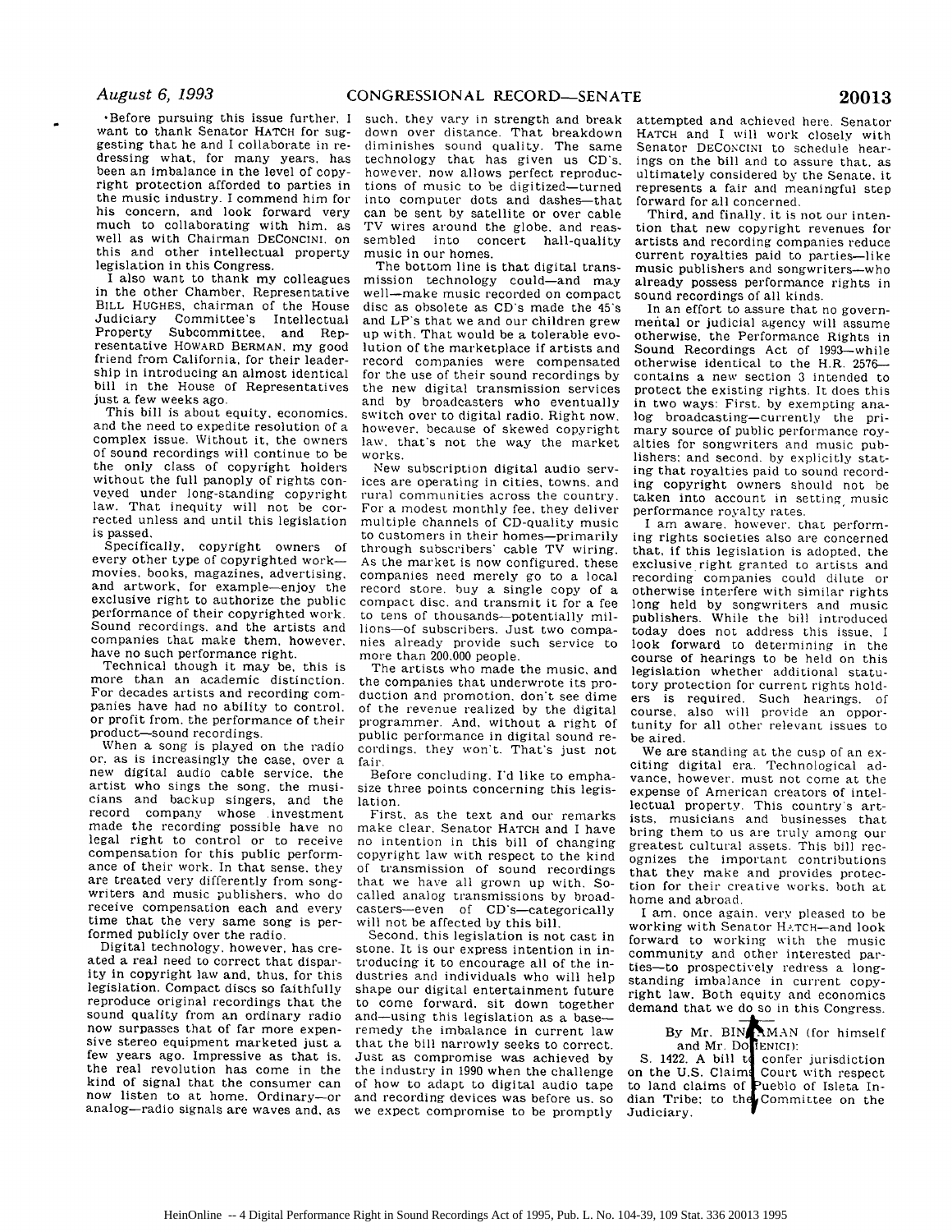•Before pursuing this issue further, I want to thank Senator HATCH for suggesting that he and I collaborate in redressing what, for many years, has been an imbalance in the level of copyright protection afforded to parties in the music industry. I commend him for his concern, and look forward very much to collaborating with him, as well as with Chairman DECONCINI, on this and other intellectual property legislation in this Congress.

I also want to thank my colleagues in the other Chamber, Representative BILL HUGHES, chairman of the House Judiciary Committee's Intellectual Property Subcommittee, and Representative HOWARD BERMAN, my good friend from California, for their leadership in introducing an almost identical bill in the House of Representatives just a few weeks ago.

This bill is about equity, economics, and the need to expedite resolution of a complex issue. Without it, the owners of sound recordings will continue to be the only class of copyright holders without the full panoply of rights conveyed under long-standing copyright law. That inequity will not be corrected unless and until this legislation is passed.

Specifically, copyright owners of every other type of copyrighted work—movies, books, magazines, advertising, and artwork, for example—enjoy the exclusive right to authorize the public performance of their copyrighted work. Sound recordings, and the artists and companies that make them, however, have no such performance right.

Technical though it may be, this is more than an academic distinction. For decades artists and recording companies have had no ability to control, or profit from, the performance of their product—sound recordings.

When a song is played on the radio or, as is increasingly the case, over a new digital audio cable service, the artist who sings the song, the musicians and backup singers, and the record company whose investment made the recording possible have no legal right to control or to receive compensation for this public performance of their work. In that sense, they are treated very differently from songwriters and music publishers, who do receive compensation each and every time that the very same song is performed publicly over the radio.

Digital technology, however, has created a real need to correct that disparity in copyright law and, thus, for this legislation. Compact discs so faithfully reproduce original recordings that the sound quality from an ordinary radio now surpasses that of far more expensive stereo equipment marketed just a few years ago. Impressive as that is, the real revolution has come in the kind of signal that the consumer can now listen to at home. Ordinary—or analog—radio signals are waves and, as such, they vary in strength and break down over distance. That breakdown diminishes sound quality. The same technology that has given us CD's, however, now allows perfect reproductions of music to be digitized—turned into computer dots and dashes—that can be sent by satellite or over cable TV wires around the globe, and reassembled into concert hall-quality music in our homes.

The bottom line is that digital transmission technology could—and may well—make music recorded on compact disc as obsolete as CD's made the 45's and LP's that we and our children grew up with. That would be a tolerable evolution of the marketplace if artists and record companies were compensated for the use of their sound recordings by the new digital transmission services and by broadcasters who eventually switch over to digital radio. Right now, however, because of skewed copyright law, that's not the way the market works.

New subscription digital audio services are operating in cities, towns, and rural communities across the country. For a modest monthly fee, they deliver multiple channels of CD-quality music to customers in their homes—primarily through subscribers' cable TV wiring. As the market is now configured, these companies need merely go to a local record store, buy a single copy of a compact disc, and transmit it for a fee to tens of thousands—potentially millions—of subscribers. Just two companies already provide such service to more than 200,000 people.

The artists who made the music, and the companies that underwrote its production and promotion, don't see dime of the revenue realized by the digital programmer. And, without a right of public performance in digital sound recordings, they won't. That's just not fair.

Before concluding, I'd like to emphasize three points concerning this legislation.

First, as the text and our remarks make clear, Senator HATCH and I have no intention in this bill of changing copyright law with respect to the kind of transmission of sound recordings that we have all grown up with. So-called analog transmissions by broadcasters—even of CD's—categorically will not be affected by this bill.

Second, this legislation is not cast in stone. It is our express intention in introducing it to encourage all of the industries and individuals who will help shape our digital entertainment future to come forward, sit down together and—using this legislation as a base—remedy the imbalance in current law that the bill narrowly seeks to correct. Just as compromise was achieved by the industry in 1990 when the challenge of how to adapt to digital audio tape and recording devices was before us, so we expect compromise to be promptly attempted and achieved here. Senator HATCH and I will work closely with Senator DECONCINI to schedule hearings on the bill and to assure that, as ultimately considered by the Senate, it represents a fair and meaningful step forward for all concerned.

Third, and finally, it is not our intention that new copyright revenues for artists and recording companies reduce current royalties paid to parties—like music publishers and songwriters—who already possess performance rights in sound recordings of all kinds.

In an effort to assure that no governmental or judicial agency will assume otherwise, the Performance Rights in Sound Recordings Act of 1993—while otherwise identical to the H.R. 2576—contains a new section 3 intended to protect the existing rights. It does this in two ways: First, by exempting analog broadcasting—currently the primary source of public performance royalties for songwriters and music publishers; and second, by explicitly stating that royalties paid to sound recording copyright owners should not be taken into account in setting music performance royalty rates.

I am aware, however, that performing rights societies also are concerned that, if this legislation is adopted, the exclusive right granted to artists and recording companies could dilute or otherwise interfere with similar rights long held by songwriters and music publishers. While the bill introduced today does not address this issue, I look forward to determining in the course of hearings to be held on this legislation whether additional statutory protection for current rights holders is required. Such hearings, of course, also will provide an opportunity for all other relevant issues to be aired.

We are standing at the cusp of an exciting digital era. Technological advance, however, must not come at the expense of American creators of intellectual property. This country's artists, musicians and businesses that bring them to us are truly among our greatest cultural assets. This bill recognizes the important contributions that they make and provides protection for their creative works, both at home and abroad.

I am, once again, very pleased to be working with Senator HATCH—and look forward to working with the music community and other interested parties—to prospectively redress a long-standing imbalance in current copyright law. Both equity and economics demand that we do so in this Congress.

By Mr. BINGAMAN (for himself and Mr. DOMENICI):

S. 1422. A bill to confer jurisdiction on the U.S. Claims Court with respect to land claims of Pueblo of Isleta Indian Tribe; to the Committee on the Judiciary.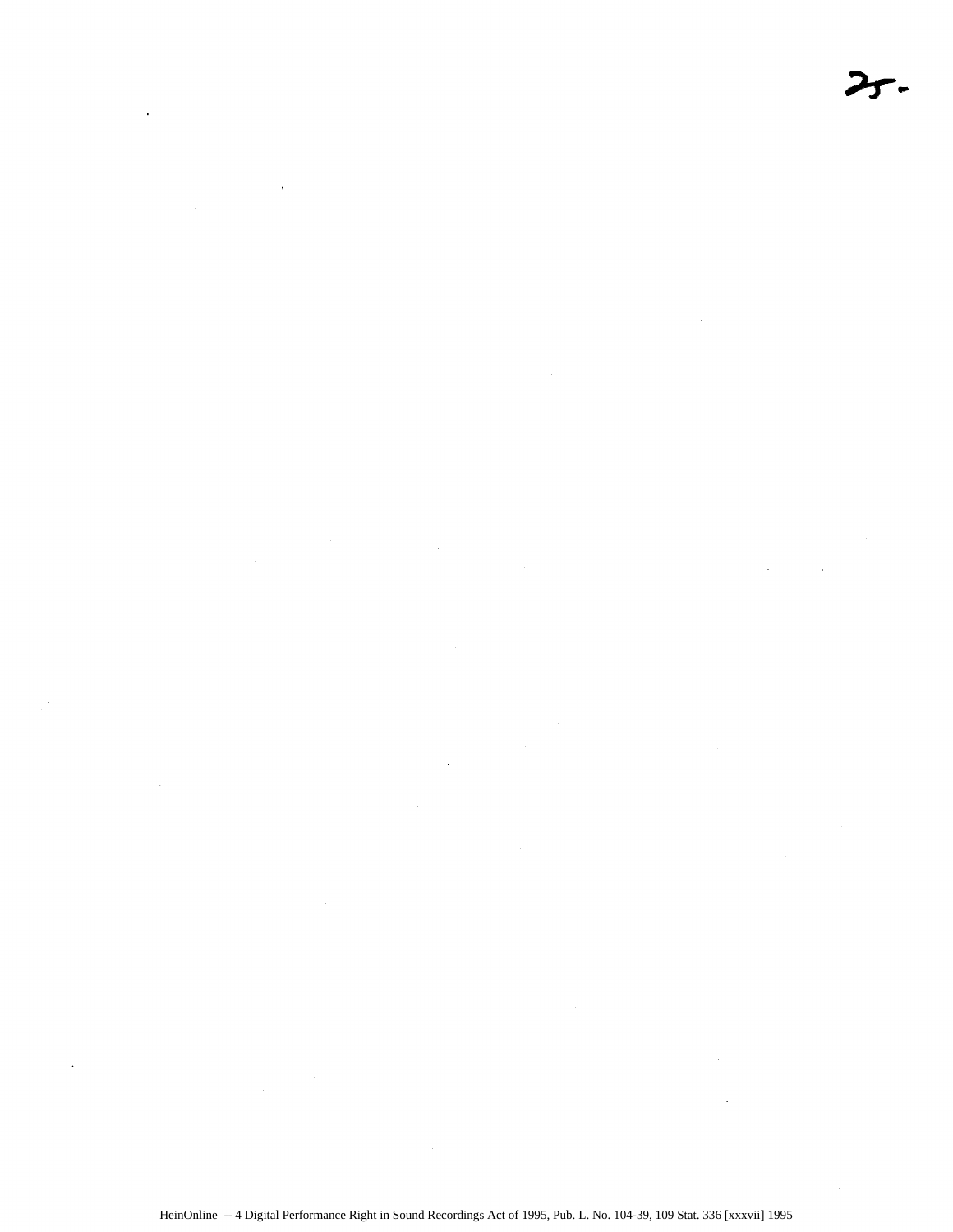25.